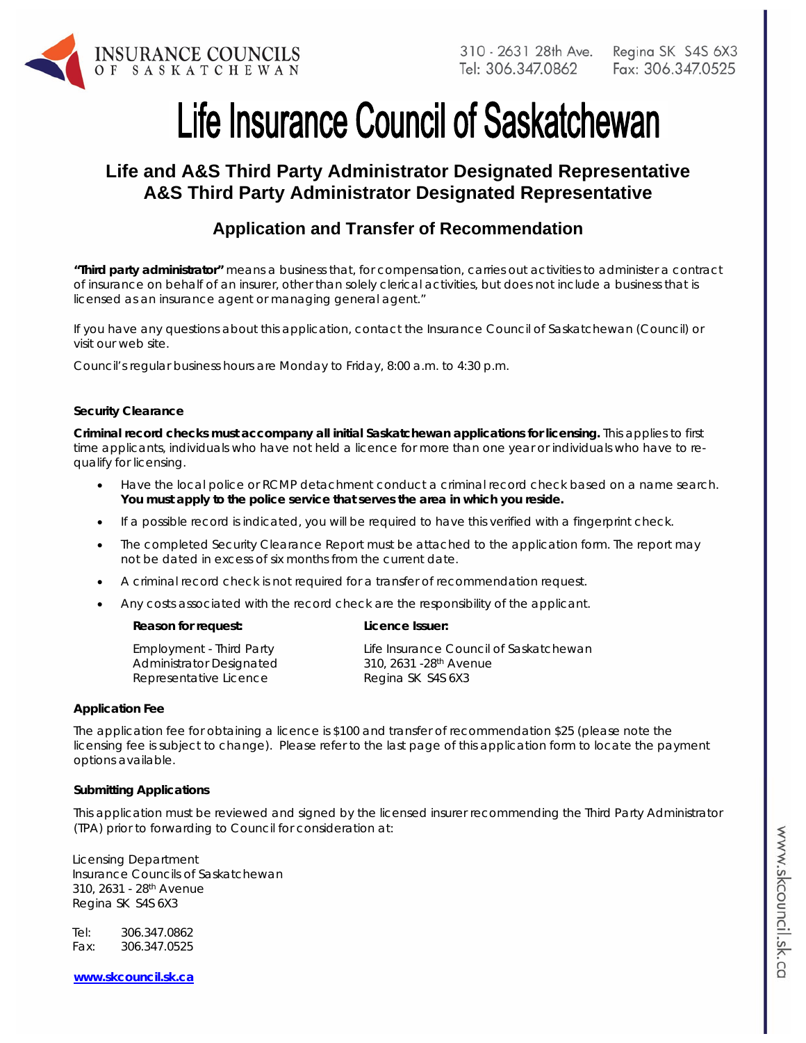INSURANCE COUNCILS OF SASKATCHEWAN

310 - 2631 28th Ave. Regina SK S4S 6X3
Tel: 306.347.0862 Fax: 306.347.0525

# Life Insurance Council of Saskatchewan

## Life and A&S Third Party Administrator Designated Representative
## A&S Third Party Administrator Designated Representative

### Application and Transfer of Recommendation

**"Third party administrator"** means a business that, for compensation, carries out activities to administer a contract of insurance on behalf of an insurer, other than solely clerical activities, but does not include a business that is licensed as an insurance agent or managing general agent."

If you have any questions about this application, contact the Insurance Council of Saskatchewan (Council) or visit our web site.

Council's regular business hours are Monday to Friday, 8:00 a.m. to 4:30 p.m.

**Security Clearance**

**Criminal record checks must accompany all initial Saskatchewan applications for licensing.** This applies to first time applicants, individuals who have not held a licence for more than one year or individuals who have to re-qualify for licensing.

- Have the local police or RCMP detachment conduct a criminal record check based on a name search. **You must apply to the police service that serves the area in which you reside.**
- If a possible record is indicated, you will be required to have this verified with a fingerprint check.
- The completed Security Clearance Report must be attached to the application form. The report may not be dated in excess of six months from the current date.
- A criminal record check is not required for a transfer of recommendation request.
- Any costs associated with the record check are the responsibility of the applicant.

| **Reason for request:** | **Licence Issuer:** |
| --- | --- |
| Employment - Third Party Administrator Designated Representative Licence | Life Insurance Council of Saskatchewan<br>310, 2631 -28th Avenue<br>Regina SK S4S 6X3 |

**Application Fee**

The application fee for obtaining a licence is $100 and transfer of recommendation $25 (please note the licensing fee is subject to change). Please refer to the last page of this application form to locate the payment options available.

**Submitting Applications**

This application must be reviewed and signed by the licensed insurer recommending the Third Party Administrator (TPA) prior to forwarding to Council for consideration at:

Licensing Department
Insurance Councils of Saskatchewan
310, 2631 - 28th Avenue
Regina SK S4S 6X3

Tel: 306.347.0862
Fax: 306.347.0525

**www.skcouncil.sk.ca**

www.skcouncil.sk.ca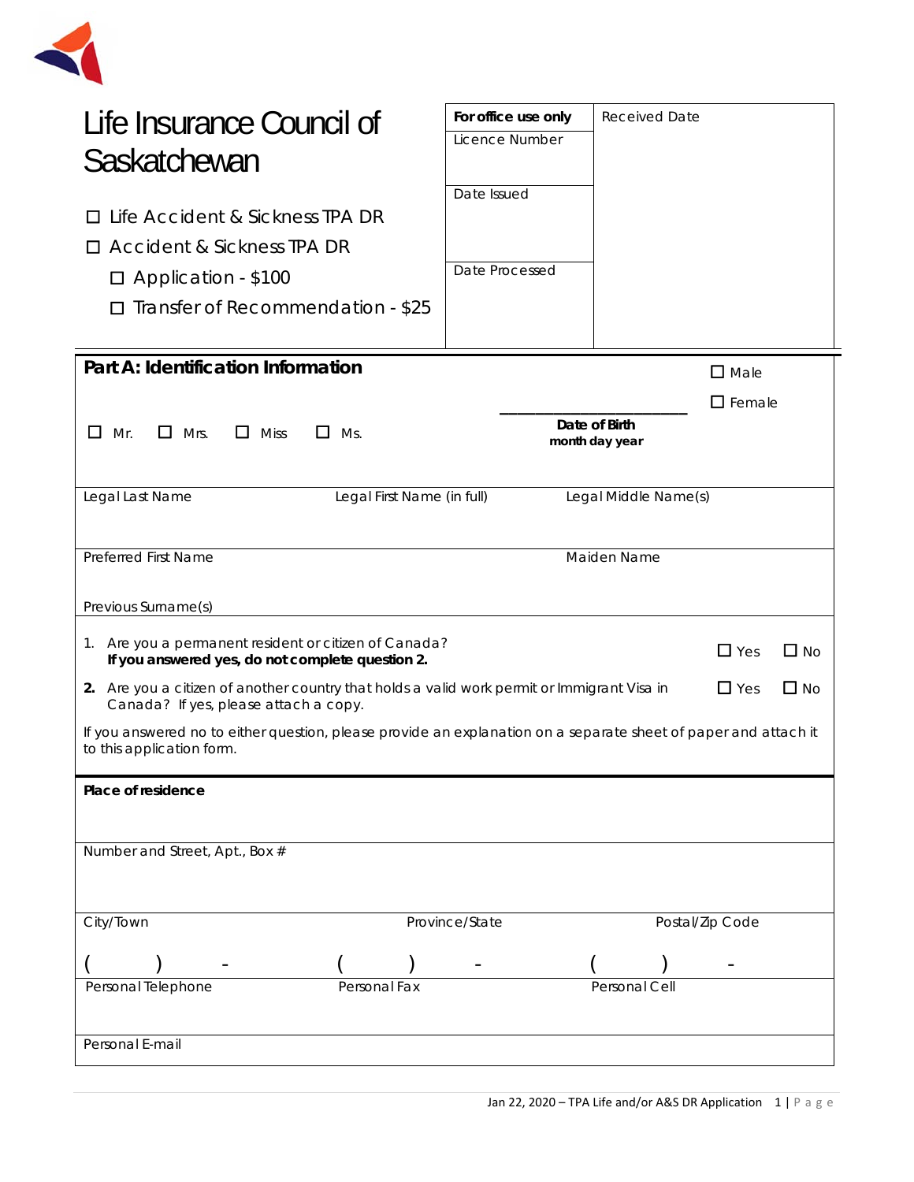# Life Insurance Council of Saskatchewan

- ☐ Life Accident & Sickness TPA DR
- ☐ Accident & Sickness TPA DR
  - ☐ Application - $100
  - ☐ Transfer of Recommendation - $25

| **For office use only** | Received Date |
|---|---|
| Licence Number | |
| Date Issued | |
| Date Processed | |

## Part A: Identification Information

☐ Mr. ☐ Mrs. ☐ Miss ☐ Ms.

______________________
**Date of Birth**
**month day year**

☐ Male
☐ Female

| Legal Last Name | Legal First Name (in full) | Legal Middle Name(s) |
|---|---|---|
| | | |

| Preferred First Name | Maiden Name |
|---|---|
| | |

Previous Surname(s)

1. Are you a permanent resident or citizen of Canada? ☐ Yes ☐ No
   **If you answered yes, do not complete question 2.**
2. Are you a citizen of another country that holds a valid work permit or Immigrant Visa in Canada? If yes, please attach a copy. ☐ Yes ☐ No

If you answered no to either question, please provide an explanation on a separate sheet of paper and attach it to this application form.

**Place of residence**

Number and Street, Apt., Box #

| City/Town | Province/State | Postal/Zip Code |
|---|---|---|
| ( ) - | ( ) - | ( ) - |
| Personal Telephone | Personal Fax | Personal Cell |

Personal E-mail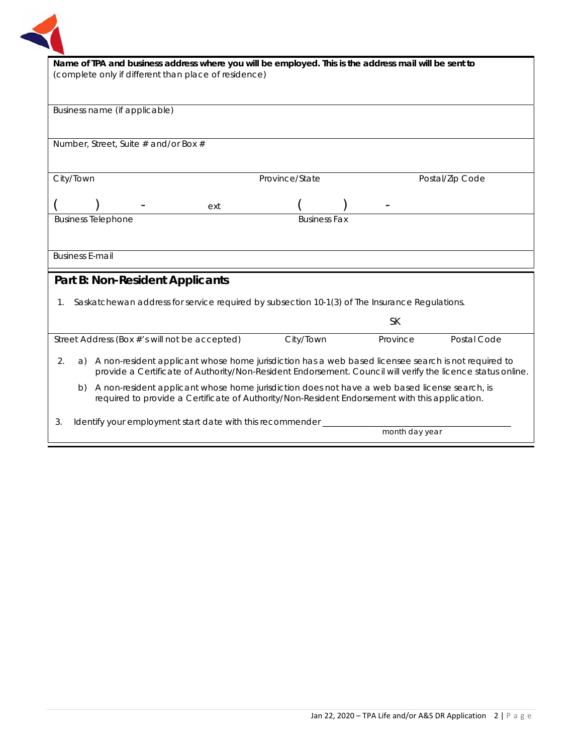**Name of TPA and business address where you will be employed. This is the address mail will be sent to**
(complete only if different than place of residence)

Business name (if applicable)

Number, Street, Suite # and/or Box #

| City/Town | Province/State | Postal/Zip Code |
|---|---|---|

( ) - ext ( ) -

| Business Telephone | Business Fax |
|---|---|

Business E-mail

## Part B: Non-Resident Applicants

1. Saskatchewan address for service required by subsection 10-1(3) of The Insurance Regulations.

| Street Address (Box #'s will not be accepted) | City/Town | Province | Postal Code |
|---|---|---|---|
| | | SK | |

2. a) A non-resident applicant whose home jurisdiction has a web based licensee search is not required to provide a Certificate of Authority/Non-Resident Endorsement. Council will verify the licence status online.

   b) A non-resident applicant whose home jurisdiction does not have a web based license search, is required to provide a Certificate of Authority/Non-Resident Endorsement with this application.

3. Identify your employment start date with this recommender ______________________________
   month day year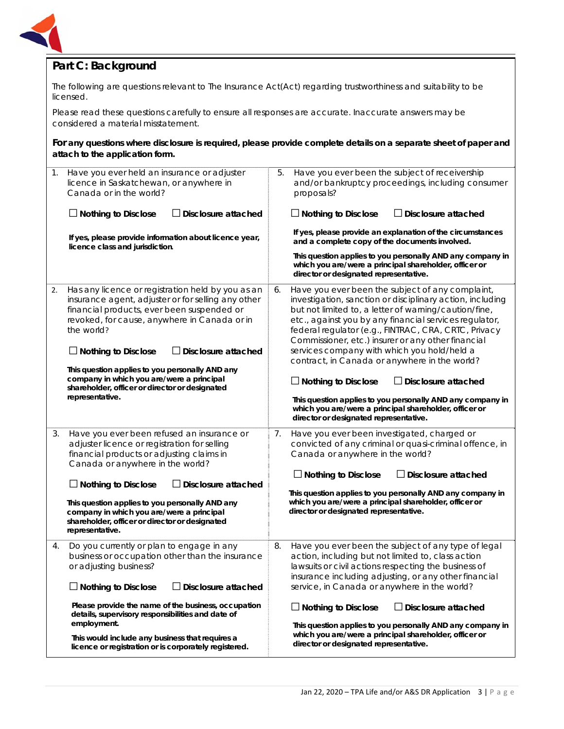## Part C: Background

The following are questions relevant to The Insurance Act(Act) regarding trustworthiness and suitability to be licensed.

Please read these questions carefully to ensure all responses are accurate. Inaccurate answers may be considered a material misstatement.

**For any questions where disclosure is required, please provide complete details on a separate sheet of paper and attach to the application form.**

1. Have you ever held an insurance or adjuster licence in Saskatchewan, or anywhere in Canada or in the world?

   ☐ **Nothing to Disclose** ☐ **Disclosure attached**

   **If yes, please provide information about licence year, licence class and jurisdiction.**

2. Has any licence or registration held by you as an insurance agent, adjuster or for selling any other financial products, ever been suspended or revoked, for cause, anywhere in Canada or in the world?

   ☐ **Nothing to Disclose** ☐ **Disclosure attached**

   **This question applies to you personally AND any company in which you are/were a principal shareholder, officer or director or designated representative.**

3. Have you ever been refused an insurance or adjuster licence or registration for selling financial products or adjusting claims in Canada or anywhere in the world?

   ☐ **Nothing to Disclose** ☐ **Disclosure attached**

   **This question applies to you personally AND any company in which you are/were a principal shareholder, officer or director or designated representative.**

4. Do you currently or plan to engage in any business or occupation other than the insurance or adjusting business?

   ☐ **Nothing to Disclose** ☐ **Disclosure attached**

   **Please provide the name of the business, occupation details, supervisory responsibilities and date of employment.**

   **This would include any business that requires a licence or registration or is corporately registered.**

5. Have you ever been the subject of receivership and/or bankruptcy proceedings, including consumer proposals?

   ☐ **Nothing to Disclose** ☐ **Disclosure attached**

   **If yes, please provide an explanation of the circumstances and a complete copy of the documents involved.**

   **This question applies to you personally AND any company in which you are/were a principal shareholder, officer or director or designated representative.**

6. Have you ever been the subject of any complaint, investigation, sanction or disciplinary action, including but not limited to, a letter of warning/caution/fine, etc., against you by any financial services regulator, federal regulator (e.g., FINTRAC, CRA, CRTC, Privacy Commissioner, etc.) insurer or any other financial services company with which you hold/held a contract, in Canada or anywhere in the world?

   ☐ **Nothing to Disclose** ☐ **Disclosure attached**

   **This question applies to you personally AND any company in which you are/were a principal shareholder, officer or director or designated representative.**

7. Have you ever been investigated, charged or convicted of any criminal or quasi-criminal offence, in Canada or anywhere in the world?

   ☐ **Nothing to Disclose** ☐ **Disclosure attached**

   **This question applies to you personally AND any company in which you are/were a principal shareholder, officer or director or designated representative.**

8. Have you ever been the subject of any type of legal action, including but not limited to, class action lawsuits or civil actions respecting the business of insurance including adjusting, or any other financial service, in Canada or anywhere in the world?

   ☐ **Nothing to Disclose** ☐ **Disclosure attached**

   **This question applies to you personally AND any company in which you are/were a principal shareholder, officer or director or designated representative.**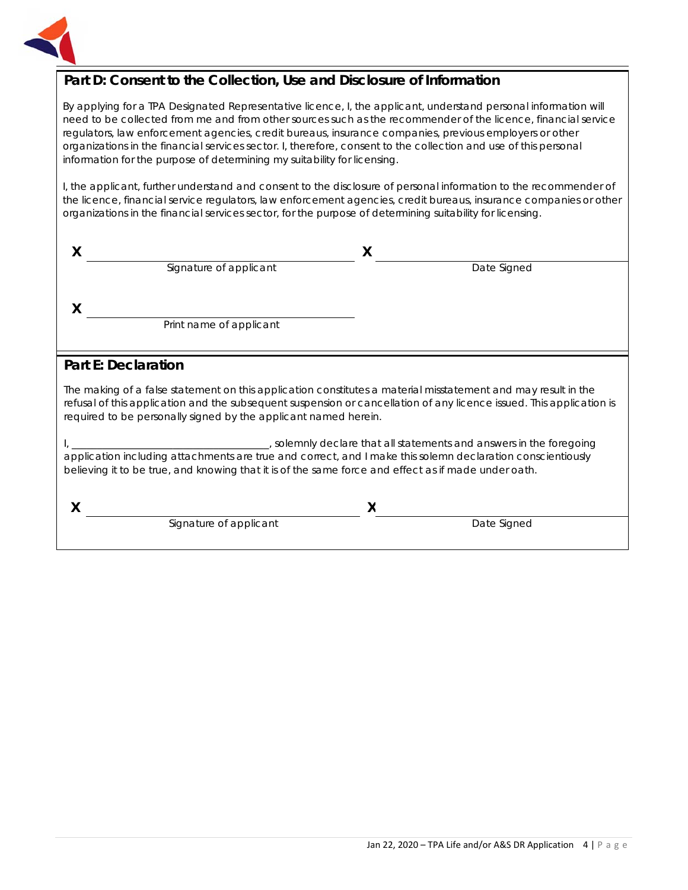## Part D: Consent to the Collection, Use and Disclosure of Information

By applying for a TPA Designated Representative licence, I, the applicant, understand personal information will need to be collected from me and from other sources such as the recommender of the licence, financial service regulators, law enforcement agencies, credit bureaus, insurance companies, previous employers or other organizations in the financial services sector. I, therefore, consent to the collection and use of this personal information for the purpose of determining my suitability for licensing.

I, the applicant, further understand and consent to the disclosure of personal information to the recommender of the licence, financial service regulators, law enforcement agencies, credit bureaus, insurance companies or other organizations in the financial services sector, for the purpose of determining suitability for licensing.

X ______________________________ Signature of applicant

X ______________________________ Date Signed

X ______________________________ Print name of applicant

## Part E: Declaration

The making of a false statement on this application constitutes a material misstatement and may result in the refusal of this application and the subsequent suspension or cancellation of any licence issued. This application is required to be personally signed by the applicant named herein.

I, ______________________________, solemnly declare that all statements and answers in the foregoing application including attachments are true and correct, and I make this solemn declaration conscientiously believing it to be true, and knowing that it is of the same force and effect as if made under oath.

X ______________________________ Signature of applicant

X ______________________________ Date Signed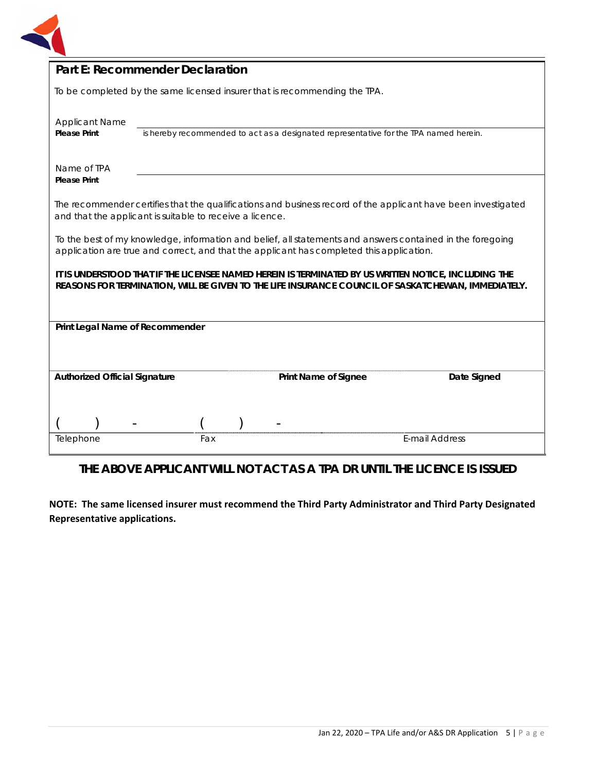## Part E: Recommender Declaration

To be completed by the same licensed insurer that is recommending the TPA.

Applicant Name
**Please Print** is hereby recommended to act as a designated representative for the TPA named herein.

Name of TPA
**Please Print**

The recommender certifies that the qualifications and business record of the applicant have been investigated and that the applicant is suitable to receive a licence.

To the best of my knowledge, information and belief, all statements and answers contained in the foregoing application are true and correct, and that the applicant has completed this application.

***IT IS UNDERSTOOD THAT IF THE LICENSEE NAMED HEREIN IS TERMINATED BY US WRITTEN NOTICE, INCLUDING THE REASONS FOR TERMINATION, WILL BE GIVEN TO THE LIFE INSURANCE COUNCIL OF SASKATCHEWAN, IMMEDIATELY.***

**Print Legal Name of Recommender**

| **Authorized Official Signature** | **Print Name of Signee** | **Date Signed** |
|---|---|---|
| | | |

| ( ) - | ( ) - | |
|---|---|---|
| Telephone | Fax | E-mail Address |

**THE ABOVE APPLICANT WILL NOT ACT AS A TPA DR UNTIL THE LICENCE IS ISSUED**

**NOTE: The same licensed insurer must recommend the Third Party Administrator and Third Party Designated Representative applications.**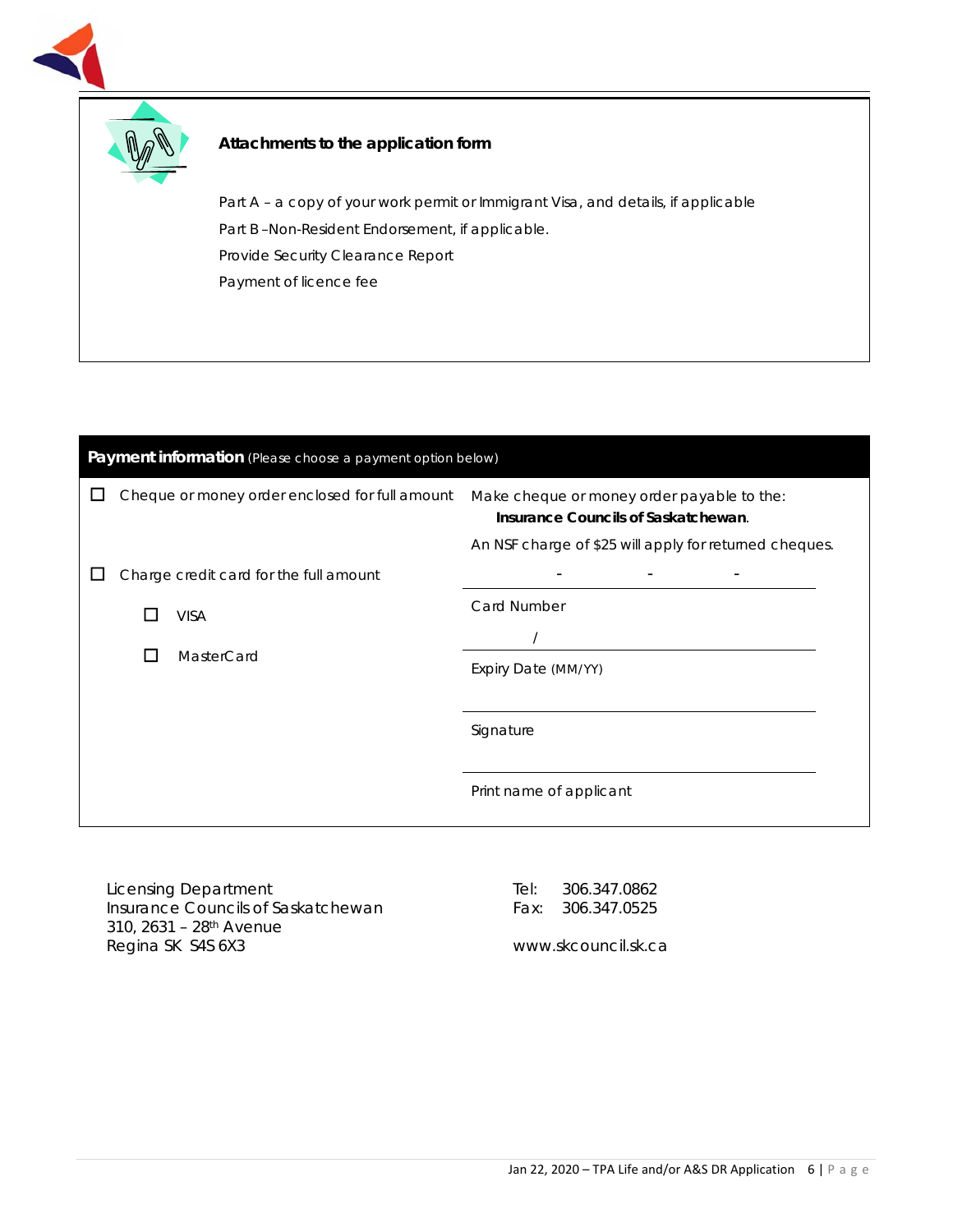## Attachments to the application form

Part A – a copy of your work permit or Immigrant Visa, and details, if applicable

Part B –Non-Resident Endorsement, if applicable.

Provide Security Clearance Report

Payment of licence fee

## Payment information (Please choose a payment option below)

| | |
|---|---|
| ☐ Cheque or money order enclosed for full amount | Make cheque or money order payable to the: **Insurance Councils of Saskatchewan**. An NSF charge of $25 will apply for returned cheques. |
| ☐ Charge credit card for the full amount | - - - |
| ☐ VISA | Card Number |
| ☐ MasterCard | / |
| | Expiry Date (MM/YY) |
| | Signature |
| | Print name of applicant |

Licensing Department
Insurance Councils of Saskatchewan
310, 2631 – 28th Avenue
Regina SK S4S 6X3

Tel: 306.347.0862
Fax: 306.347.0525

www.skcouncil.sk.ca